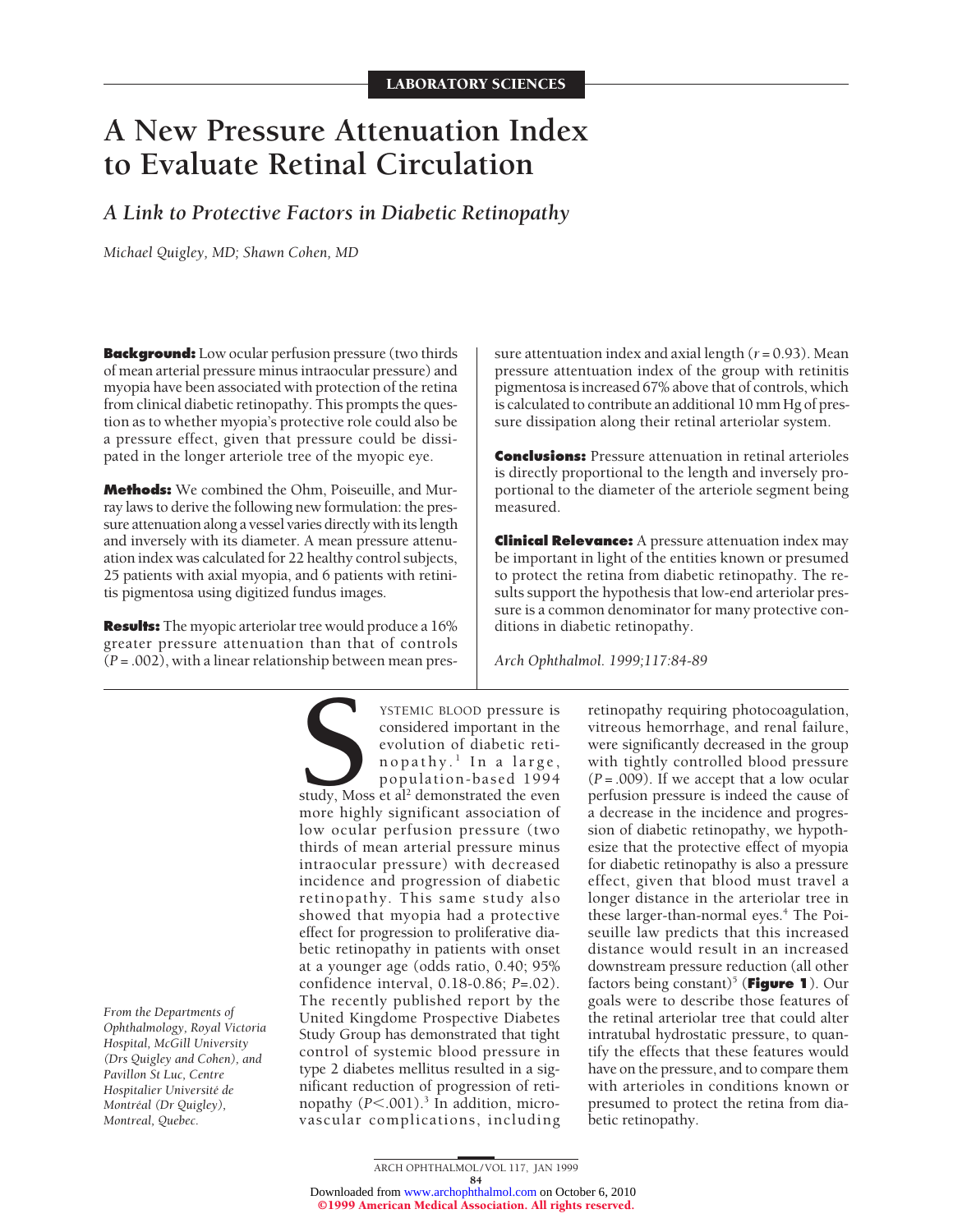LABORATORY SCIENCES

# A New Pressure Attenuation Index to Evaluate Retinal Circulation

## *A Link to Protective Factors in Diabetic Retinopathy*

*Michael Quigley, MD; Shawn Cohen, MD*

**Background:** Low ocular perfusion pressure (two thirds of mean arterial pressure minus intraocular pressure) and myopia have been associated with protection of the retina from clinical diabetic retinopathy. This prompts the question as to whether myopia's protective role could also be a pressure effect, given that pressure could be dissipated in the longer arteriole tree of the myopic eye.

**Methods:** We combined the Ohm, Poiseuille, and Murray laws to derive the following new formulation: the pressure attenuation along a vessel varies directly with its length and inversely with its diameter. A mean pressure attenuation index was calculated for 22 healthy control subjects, 25 patients with axial myopia, and 6 patients with retinitis pigmentosa using digitized fundus images.

**Results:** The myopic arteriolar tree would produce a 16% greater pressure attenuation than that of controls ($P = .002$), with a linear relationship between mean pressure attentuation index and axial length ($r = 0.93$). Mean pressure attenuation index of the group with retinitis pigmentosa is increased 67% above that of controls, which is calculated to contribute an additional 10 mm Hg of pressure dissipation along their retinal arteriolar system.

**Conclusions:** Pressure attenuation in retinal arterioles is directly proportional to the length and inversely proportional to the diameter of the arteriole segment being measured.

**Clinical Relevance:** A pressure attenuation index may be important in light of the entities known or presumed to protect the retina from diabetic retinopathy. The results support the hypothesis that low-end arteriolar pressure is a common denominator for many protective conditions in diabetic retinopathy.

*Arch Ophthalmol. 1999;117:84-89*

*From the Departments of Ophthalmology, Royal Victoria Hospital, McGill University (Drs Quigley and Cohen), and Pavillon St Luc, Centre Hospitalier Université de Montréal (Dr Quigley), Montreal, Quebec.*

SYSTEMIC BLOOD pressure is considered important in the evolution of diabetic retinopathy.[1] In a large, population-based 1994 study, Moss et al[2] demonstrated the even more highly significant association of low ocular perfusion pressure (two thirds of mean arterial pressure minus intraocular pressure) with decreased incidence and progression of diabetic retinopathy. This same study also showed that myopia had a protective effect for progression to proliferative diabetic retinopathy in patients with onset at a younger age (odds ratio, 0.40; 95% confidence interval, 0.18-0.86; $P = .02$). The recently published report by the United Kingdom Prospective Diabetes Study Group has demonstrated that tight control of systemic blood pressure in type 2 diabetes mellitus resulted in a significant reduction of progression of retinopathy ($P < .001$).[3] In addition, microvascular complications, including retinopathy requiring photocoagulation, vitreous hemorrhage, and renal failure, were significantly decreased in the group with tightly controlled blood pressure ($P = .009$). If we accept that a low ocular perfusion pressure is indeed the cause of a decrease in the incidence and progression of diabetic retinopathy, we hypothesize that the protective effect of myopia for diabetic retinopathy is also a pressure effect, given that blood must travel a longer distance in the arteriolar tree in these larger-than-normal eyes.[4] The Poiseuille law predicts that this increased distance would result in an increased downstream pressure reduction (all other factors being constant)[5] (**Figure 1**). Our goals were to describe those features of the retinal arteriolar tree that could alter intratubal hydrostatic pressure, to quantify the effects that these features would have on the pressure, and to compare them with arterioles in conditions known or presumed to protect the retina from diabetic retinopathy.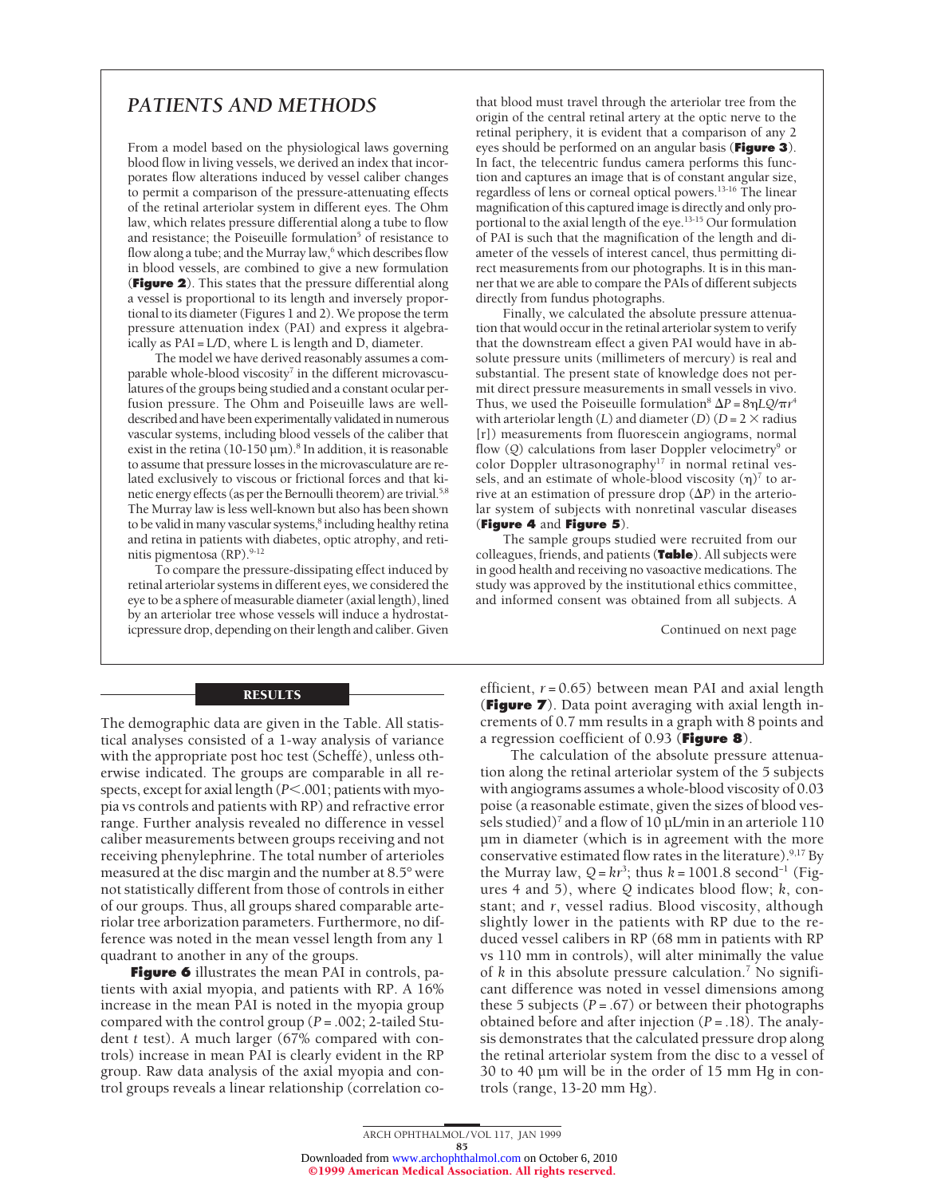## PATIENTS AND METHODS

From a model based on the physiological laws governing blood flow in living vessels, we derived an index that incorporates flow alterations induced by vessel caliber changes to permit a comparison of the pressure-attenuating effects of the retinal arteriolar system in different eyes. The Ohm law, which relates pressure differential along a tube to flow and resistance; the Poiseuille formulation[5] of resistance to flow along a tube; and the Murray law,[6] which describes flow in blood vessels, are combined to give a new formulation (**Figure 2**). This states that the pressure differential along a vessel is proportional to its length and inversely proportional to its diameter (Figures 1 and 2). We propose the term pressure attenuation index (PAI) and express it algebraically as PAI = L/D, where L is length and D, diameter.

The model we have derived reasonably assumes a comparable whole-blood viscosity[7] in the different microvasculatures of the groups being studied and a constant ocular perfusion pressure. The Ohm and Poiseuille laws are well-described and have been experimentally validated in numerous vascular systems, including blood vessels of the caliber that exist in the retina (10-150 µm).[8] In addition, it is reasonable to assume that pressure losses in the microvasculature are related exclusively to viscous or frictional forces and that kinetic energy effects (as per the Bernoulli theorem) are trivial.[5,8] The Murray law is less well-known but also has been shown to be valid in many vascular systems,[8] including healthy retina and retina in patients with diabetes, optic atrophy, and retinitis pigmentosa (RP).[9-12]

To compare the pressure-dissipating effect induced by retinal arteriolar systems in different eyes, we considered the eye to be a sphere of measurable diameter (axial length), lined by an arteriolar tree whose vessels will induce a hydrostaticpressure drop, depending on their length and caliber. Given that blood must travel through the arteriolar tree from the origin of the central retinal artery at the optic nerve to the retinal periphery, it is evident that a comparison of any 2 eyes should be performed on an angular basis (**Figure 3**). In fact, the telecentric fundus camera performs this function and captures an image that is of constant angular size, regardless of lens or corneal optical powers.[13-16] The linear magnification of this captured image is directly and only proportional to the axial length of the eye.[13-15] Our formulation of PAI is such that the magnification of the length and diameter of the vessels of interest cancel, thus permitting direct measurements from our photographs. It is in this manner that we are able to compare the PAIs of different subjects directly from fundus photographs.

Finally, we calculated the absolute pressure attenuation that would occur in the retinal arteriolar system to verify that the downstream effect a given PAI would have in absolute pressure units (millimeters of mercury) is real and substantial. The present state of knowledge does not permit direct pressure measurements in small vessels in vivo. Thus, we used the Poiseuille formulation[8] $\Delta P = 8\eta LQ/\pi r^4$ with arteriolar length ($L$) and diameter ($D$) ($D = 2 \times$ radius [r]) measurements from fluorescein angiograms, normal flow ($Q$) calculations from laser Doppler velocimetry[9] or color Doppler ultrasonography[17] in normal retinal vessels, and an estimate of whole-blood viscosity ($\eta$)[7] to arrive at an estimation of pressure drop ($\Delta P$) in the arteriolar system of subjects with nonretinal vascular diseases (**Figure 4** and **Figure 5**).

The sample groups studied were recruited from our colleagues, friends, and patients (**Table**). All subjects were in good health and receiving no vasoactive medications. The study was approved by the institutional ethics committee, and informed consent was obtained from all subjects. A

Continued on next page

## RESULTS

The demographic data are given in the Table. All statistical analyses consisted of a 1-way analysis of variance with the appropriate post hoc test (Scheffé), unless otherwise indicated. The groups are comparable in all respects, except for axial length ($P < .001$; patients with myopia vs controls and patients with RP) and refractive error range. Further analysis revealed no difference in vessel caliber measurements between groups receiving and not receiving phenylephrine. The total number of arterioles measured at the disc margin and the number at 8.5° were not statistically different from those of controls in either of our groups. Thus, all groups shared comparable arteriolar tree arborization parameters. Furthermore, no difference was noted in the mean vessel length from any 1 quadrant to another in any of the groups.

**Figure 6** illustrates the mean PAI in controls, patients with axial myopia, and patients with RP. A 16% increase in the mean PAI is noted in the myopia group compared with the control group ($P = .002$; 2-tailed Student $t$ test). A much larger (67% compared with controls) increase in mean PAI is clearly evident in the RP group. Raw data analysis of the axial myopia and control groups reveals a linear relationship (correlation coefficient, $r = 0.65$) between mean PAI and axial length (**Figure 7**). Data point averaging with axial length increments of 0.7 mm results in a graph with 8 points and a regression coefficient of 0.93 (**Figure 8**).

The calculation of the absolute pressure attenuation along the retinal arteriolar system of the 5 subjects with angiograms assumes a whole-blood viscosity of 0.03 poise (a reasonable estimate, given the sizes of blood vessels studied)[7] and a flow of 10 µL/min in an arteriole 110 µm in diameter (which is in agreement with the more conservative estimated flow rates in the literature).[9,17] By the Murray law, $Q = kr^3$; thus $k = 1001.8$ second$^{-1}$ (Figures 4 and 5), where $Q$ indicates blood flow; $k$, constant; and $r$, vessel radius. Blood viscosity, although slightly lower in the patients with RP due to the reduced vessel calibers in RP (68 mm in patients with RP vs 110 mm in controls), will alter minimally the value of $k$ in this absolute pressure calculation.[7] No significant difference was noted in vessel dimensions among these 5 subjects ($P = .67$) or between their photographs obtained before and after injection ($P = .18$). The analysis demonstrates that the calculated pressure drop along the retinal arteriolar system from the disc to a vessel of 30 to 40 µm will be in the order of 15 mm Hg in controls (range, 13-20 mm Hg).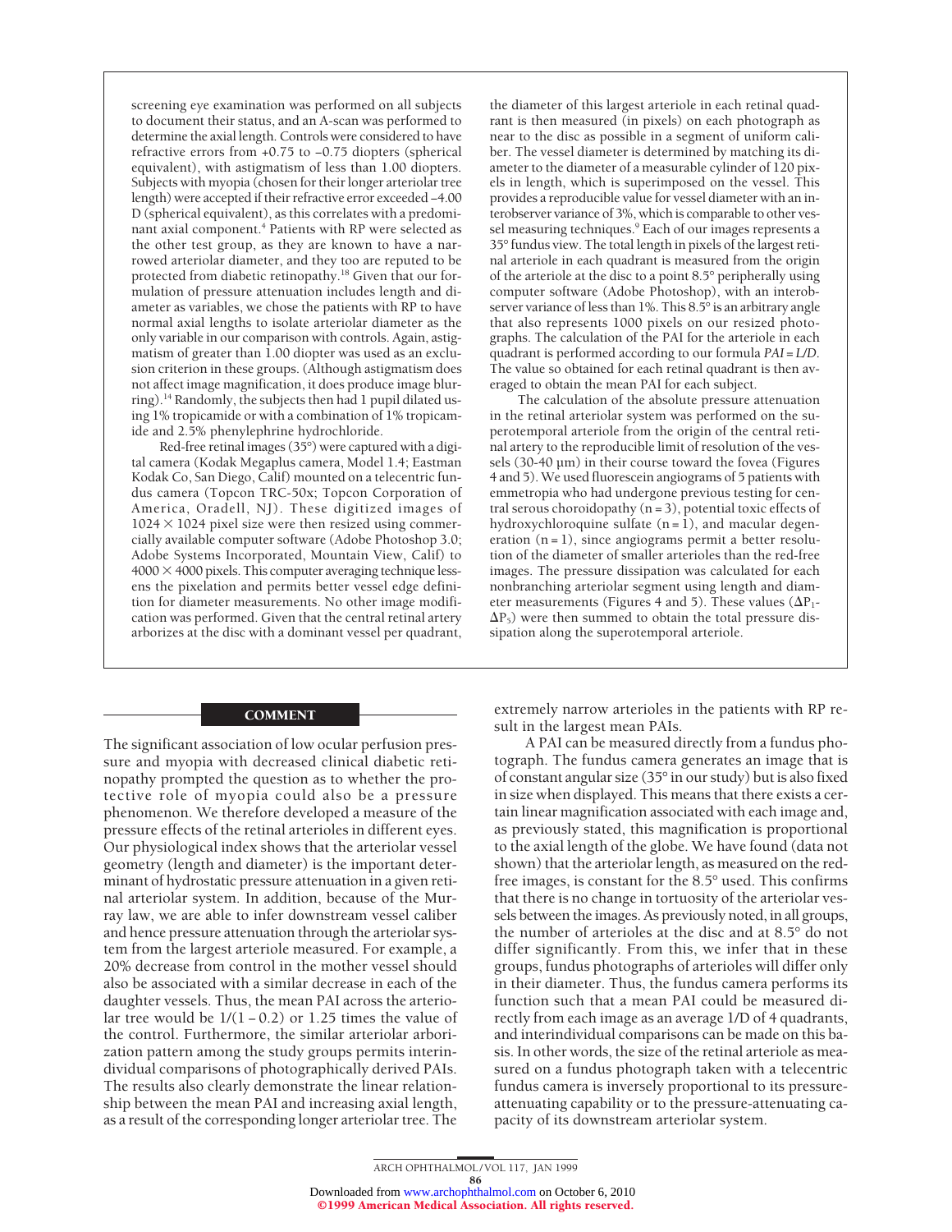screening eye examination was performed on all subjects to document their status, and an A-scan was performed to determine the axial length. Controls were considered to have refractive errors from +0.75 to −0.75 diopters (spherical equivalent), with astigmatism of less than 1.00 diopters. Subjects with myopia (chosen for their longer arteriolar tree length) were accepted if their refractive error exceeded −4.00 D (spherical equivalent), as this correlates with a predominant axial component.[4] Patients with RP were selected as the other test group, as they are known to have a narrowed arteriolar diameter, and they too are reputed to be protected from diabetic retinopathy.[18] Given that our formulation of pressure attenuation includes length and diameter as variables, we chose the patients with RP to have normal axial lengths to isolate arteriolar diameter as the only variable in our comparison with controls. Again, astigmatism of greater than 1.00 diopter was used as an exclusion criterion in these groups. (Although astigmatism does not affect image magnification, it does produce image blurring).[14] Randomly, the subjects then had 1 pupil dilated using 1% tropicamide or with a combination of 1% tropicamide and 2.5% phenylephrine hydrochloride.

Red-free retinal images (35°) were captured with a digital camera (Kodak Megaplus camera, Model 1.4; Eastman Kodak Co, San Diego, Calif) mounted on a telecentric fundus camera (Topcon TRC-50x; Topcon Corporation of America, Oradell, NJ). These digitized images of $1024 \times 1024$ pixel size were then resized using commercially available computer software (Adobe Photoshop 3.0; Adobe Systems Incorporated, Mountain View, Calif) to $4000 \times 4000$ pixels. This computer averaging technique lessens the pixelation and permits better vessel edge definition for diameter measurements. No other image modification was performed. Given that the central retinal artery arborizes at the disc with a dominant vessel per quadrant, the diameter of this largest arteriole in each retinal quadrant is then measured (in pixels) on each photograph as near to the disc as possible in a segment of uniform caliber. The vessel diameter is determined by matching its diameter to the diameter of a measurable cylinder of 120 pixels in length, which is superimposed on the vessel. This provides a reproducible value for vessel diameter with an interobserver variance of 3%, which is comparable to other vessel measuring techniques.[9] Each of our images represents a 35° fundus view. The total length in pixels of the largest retinal arteriole in each quadrant is measured from the origin of the arteriole at the disc to a point 8.5° peripherally using computer software (Adobe Photoshop), with an interobserver variance of less than 1%. This 8.5° is an arbitrary angle that also represents 1000 pixels on our resized photographs. The calculation of the PAI for the arteriole in each quadrant is performed according to our formula $PAI = L/D$. The value so obtained for each retinal quadrant is then averaged to obtain the mean PAI for each subject.

The calculation of the absolute pressure attenuation in the retinal arteriolar system was performed on the superotemporal arteriole from the origin of the central retinal artery to the reproducible limit of resolution of the vessels (30-40 µm) in their course toward the fovea (Figures 4 and 5). We used fluorescein angiograms of 5 patients with emmetropia who had undergone previous testing for central serous choroidopathy (n = 3), potential toxic effects of hydroxychloroquine sulfate (n = 1), and macular degeneration (n = 1), since angiograms permit a better resolution of the diameter of smaller arterioles than the red-free images. The pressure dissipation was calculated for each nonbranching arteriolar segment using length and diameter measurements (Figures 4 and 5). These values ($\Delta P_1$-$\Delta P_5$) were then summed to obtain the total pressure dissipation along the superotemporal arteriole.

## COMMENT

The significant association of low ocular perfusion pressure and myopia with decreased clinical diabetic retinopathy prompted the question as to whether the protective role of myopia could also be a pressure phenomenon. We therefore developed a measure of the pressure effects of the retinal arterioles in different eyes. Our physiological index shows that the arteriolar vessel geometry (length and diameter) is the important determinant of hydrostatic pressure attenuation in a given retinal arteriolar system. In addition, because of the Murray law, we are able to infer downstream vessel caliber and hence pressure attenuation through the arteriolar system from the largest arteriole measured. For example, a 20% decrease from control in the mother vessel should also be associated with a similar decrease in each of the daughter vessels. Thus, the mean PAI across the arteriolar tree would be $1/(1 - 0.2)$ or 1.25 times the value of the control. Furthermore, the similar arteriolar arborization pattern among the study groups permits interindividual comparisons of photographically derived PAIs. The results also clearly demonstrate the linear relationship between the mean PAI and increasing axial length, as a result of the corresponding longer arteriolar tree. The extremely narrow arterioles in the patients with RP result in the largest mean PAIs.

A PAI can be measured directly from a fundus photograph. The fundus camera generates an image that is of constant angular size (35° in our study) but is also fixed in size when displayed. This means that there exists a certain linear magnification associated with each image and, as previously stated, this magnification is proportional to the axial length of the globe. We have found (data not shown) that the arteriolar length, as measured on the red-free images, is constant for the 8.5° used. This confirms that there is no change in tortuosity of the arteriolar vessels between the images. As previously noted, in all groups, the number of arterioles at the disc and at 8.5° do not differ significantly. From this, we infer that in these groups, fundus photographs of arterioles will differ only in their diameter. Thus, the fundus camera performs its function such that a mean PAI could be measured directly from each image as an average 1/D of 4 quadrants, and interindividual comparisons can be made on this basis. In other words, the size of the retinal arteriole as measured on a fundus photograph taken with a telecentric fundus camera is inversely proportional to its pressure-attenuating capability or to the pressure-attenuating capacity of its downstream arteriolar system.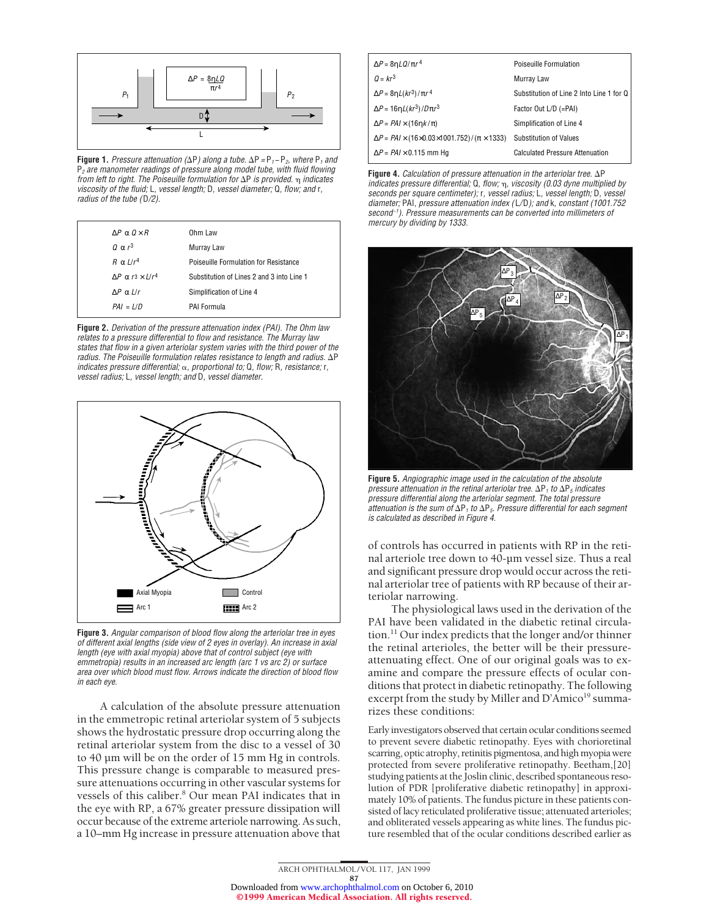Figure 1. *Pressure attenuation (ΔP) along a tube. $\Delta P = P_1 - P_2$, where $P_1$ and $P_2$ are manometer readings of pressure along model tube, with fluid flowing from left to right. The Poiseuille formulation for ΔP is provided. η indicates viscosity of the fluid;* L, *vessel length;* D, *vessel diameter;* Q, *flow; and* r, *radius of the tube (D/2).*

| | |
|---|---|
| $\Delta P \propto Q \times R$ | Ohm Law |
| $Q \propto r^3$ | Murray Law |
| $R \propto L/r^4$ | Poiseuille Formulation for Resistance |
| $\Delta P \propto r^3 \times L/r^4$ | Substitution of Lines 2 and 3 into Line 1 |
| $\Delta P \propto L/r$ | Simplification of Line 4 |
| $PAI = L/D$ | PAI Formula |

Figure 2. *Derivation of the pressure attenuation index (PAI). The Ohm law relates to a pressure differential to flow and resistance. The Murray law states that flow in a given arteriolar system varies with the third power of the radius. The Poiseuille formulation relates resistance to length and radius. ΔP indicates pressure differential; α, proportional to;* Q, *flow;* R, *resistance;* r, *vessel radius;* L, *vessel length; and* D, *vessel diameter.*

Figure 3. *Angular comparison of blood flow along the arteriolar tree in eyes of different axial lengths (side view of 2 eyes in overlay). An increase in axial length (eye with axial myopia) above that of control subject (eye with emmetropia) results in an increased arc length (arc 1 vs arc 2) or surface area over which blood must flow. Arrows indicate the direction of blood flow in each eye.*

A calculation of the absolute pressure attenuation in the emmetropic retinal arteriolar system of 5 subjects shows the hydrostatic pressure drop occurring along the retinal arteriolar system from the disc to a vessel of 30 to 40 µm will be on the order of 15 mm Hg in controls. This pressure change is comparable to measured pressure attenuations occurring in other vascular systems for vessels of this caliber.[8] Our mean PAI indicates that in the eye with RP, a 67% greater pressure dissipation will occur because of the extreme arteriole narrowing. As such, a 10–mm Hg increase in pressure attenuation above that

| | |
|---|---|
| $\Delta P = 8\eta LQ/\pi r^4$ | Poiseuille Formulation |
| $Q = kr^3$ | Murray Law |
| $\Delta P = 8\eta L(kr^3)/\pi r^4$ | Substitution of Line 2 Into Line 1 for Q |
| $\Delta P = 16\eta L(kr^3)/D\pi r^3$ | Factor Out L/D (=PAI) |
| $\Delta P = PAI \times (16\eta k/\pi)$ | Simplification of Line 4 |
| $\Delta P = PAI \times (16 \times 0.03 \times 1001.752)/(\pi \times 1333)$ | Substitution of Values |
| $\Delta P = PAI \times 0.115$ mm Hg | Calculated Pressure Attenuation |

Figure 4. *Calculation of pressure attenuation in the arteriolar tree. ΔP indicates pressure differential;* Q, *flow;* η, *viscosity (0.03 dyne multiplied by seconds per square centimeter);* r, *vessel radius;* L, *vessel length;* D, *vessel diameter;* PAI, *pressure attenuation index (L/D); and* k, *constant (1001.752 second⁻¹). Pressure measurements can be converted into millimeters of mercury by dividing by 1333.*

Figure 5. *Angiographic image used in the calculation of the absolute pressure attenuation in the retinal arteriolar tree. $\Delta P_1$ to $\Delta P_5$ indicates pressure differential along the arteriolar segment. The total pressure attenuation is the sum of $\Delta P_1$ to $\Delta P_5$. Pressure differential for each segment is calculated as described in Figure 4.*

of controls has occurred in patients with RP in the retinal arteriole tree down to 40-µm vessel size. Thus a real and significant pressure drop would occur across the retinal arteriolar tree of patients with RP because of their arteriolar narrowing.

The physiological laws used in the derivation of the PAI have been validated in the diabetic retinal circulation.[11] Our index predicts that the longer and/or thinner the retinal arterioles, the better will be their pressure-attenuating effect. One of our original goals was to examine and compare the pressure effects of ocular conditions that protect in diabetic retinopathy. The following excerpt from the study by Miller and D'Amico[19] summarizes these conditions:

> Early investigators observed that certain ocular conditions seemed to prevent severe diabetic retinopathy. Eyes with chorioretinal scarring, optic atrophy, retinitis pigmentosa, and high myopia were protected from severe proliferative retinopathy. Beetham,[20] studying patients at the Joslin clinic, described spontaneous resolution of PDR [proliferative diabetic retinopathy] in approximately 10% of patients. The fundus picture in these patients consisted of lacy reticulated proliferative tissue; attenuated arterioles; and obliterated vessels appearing as white lines. The fundus picture resembled that of the ocular conditions described earlier as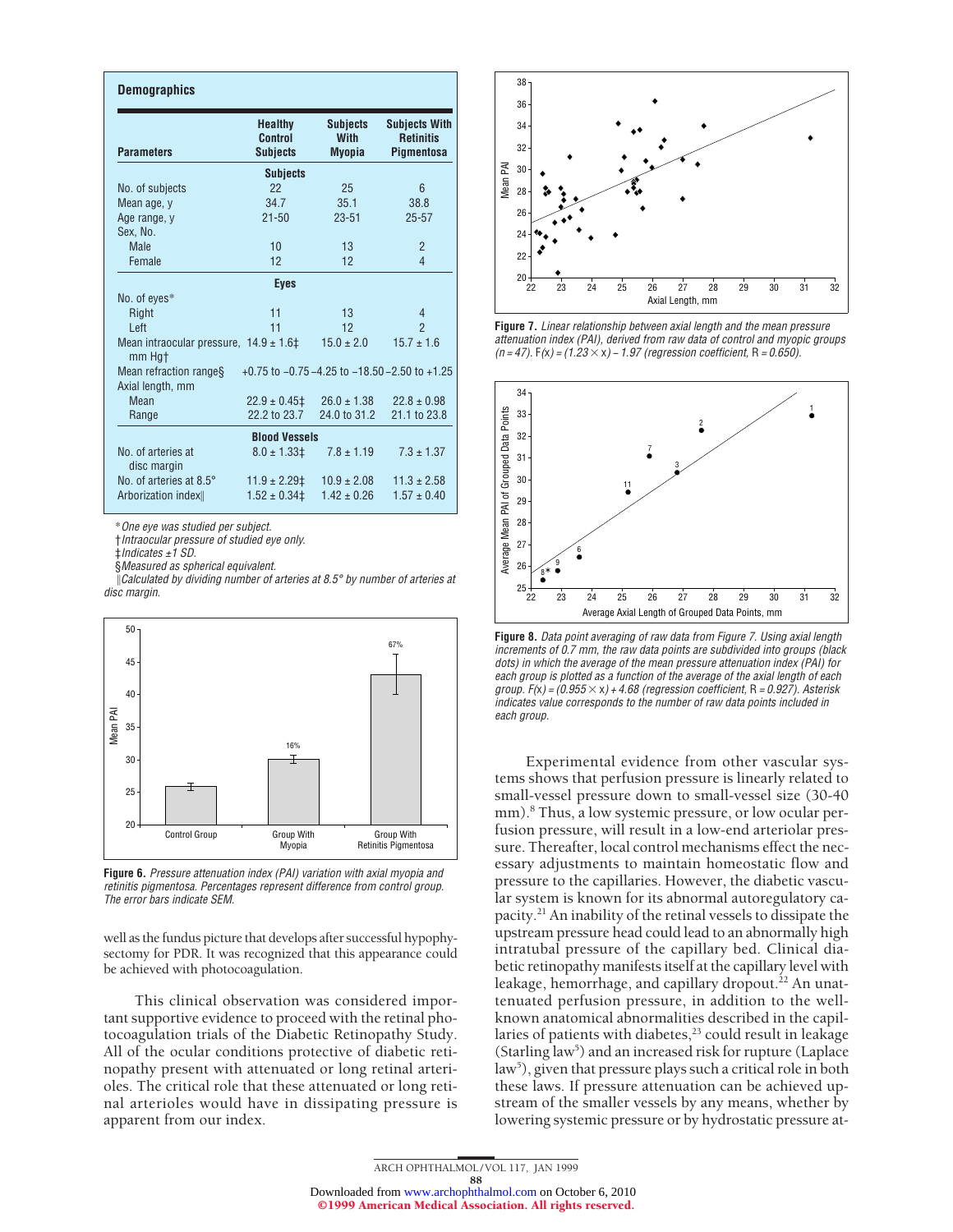## Demographics

| Parameters | Healthy Control Subjects | Subjects With Myopia | Subjects With Retinitis Pigmentosa |
|---|---|---|---|
| **Subjects** | | | |
| No. of subjects | 22 | 25 | 6 |
| Mean age, y | 34.7 | 35.1 | 38.8 |
| Age range, y | 21-50 | 23-51 | 25-57 |
| Sex, No. | | | |
| Male | 10 | 13 | 2 |
| Female | 12 | 12 | 4 |
| **Eyes** | | | |
| No. of eyes* | | | |
| Right | 11 | 13 | 4 |
| Left | 11 | 12 | 2 |
| Mean intraocular pressure, mm Hg† | 14.9 ± 1.6‡ | 15.0 ± 2.0 | 15.7 ± 1.6 |
| Mean refraction range§ | +0.75 to −0.75 | −4.25 to −18.50 | −2.50 to +1.25 |
| Axial length, mm | | | |
| Mean | 22.9 ± 0.45‡ | 26.0 ± 1.38 | 22.8 ± 0.98 |
| Range | 22.2 to 23.7 | 24.0 to 31.2 | 21.1 to 23.8 |
| **Blood Vessels** | | | |
| No. of arteries at disc margin | 8.0 ± 1.33‡ | 7.8 ± 1.19 | 7.3 ± 1.37 |
| No. of arteries at 8.5° | 11.9 ± 2.29‡ | 10.9 ± 2.08 | 11.3 ± 2.58 |
| Arborization index‖ | 1.52 ± 0.34‡ | 1.42 ± 0.26 | 1.57 ± 0.40 |

*One eye was studied per subject.
†Intraocular pressure of studied eye only.
‡Indicates ±1 SD.
§Measured as spherical equivalent.
‖Calculated by dividing number of arteries at 8.5° by number of arteries at disc margin.

**Figure 6.** *Pressure attenuation index (PAI) variation with axial myopia and retinitis pigmentosa. Percentages represent difference from control group. The error bars indicate SEM.*

well as the fundus picture that develops after successful hypophysectomy for PDR. It was recognized that this appearance could be achieved with photocoagulation.

This clinical observation was considered important supportive evidence to proceed with the retinal photocoagulation trials of the Diabetic Retinopathy Study. All of the ocular conditions protective of diabetic retinopathy present with attenuated or long retinal arterioles. The critical role that these attenuated or long retinal arterioles would have in dissipating pressure is apparent from our index.

**Figure 7.** *Linear relationship between axial length and the mean pressure attenuation index (PAI), derived from raw data of control and myopic groups ($n = 47$). $F(x) = (1.23 \times x) - 1.97$ (regression coefficient, $R = 0.650$).*

**Figure 8.** *Data point averaging of raw data from Figure 7. Using axial length increments of 0.7 mm, the raw data points are subdivided into groups (black dots) in which the average of the mean pressure attenuation index (PAI) for each group is plotted as a function of the average of the axial length of each group. $F(x) = (0.955 \times x) + 4.68$ (regression coefficient, $R = 0.927$). Asterisk indicates value corresponds to the number of raw data points included in each group.*

Experimental evidence from other vascular systems shows that perfusion pressure is linearly related to small-vessel pressure down to small-vessel size (30-40 mm).[8] Thus, a low systemic pressure, or low ocular perfusion pressure, will result in a low-end arteriolar pressure. Thereafter, local control mechanisms effect the necessary adjustments to maintain homeostatic flow and pressure to the capillaries. However, the diabetic vascular system is known for its abnormal autoregulatory capacity.[21] An inability of the retinal vessels to dissipate the upstream pressure head could lead to an abnormally high intratubal pressure of the capillary bed. Clinical diabetic retinopathy manifests itself at the capillary level with leakage, hemorrhage, and capillary dropout.[22] An unattenuated perfusion pressure, in addition to the well-known anatomical abnormalities described in the capillaries of patients with diabetes,[23] could result in leakage (Starling law[5]) and an increased risk for rupture (Laplace law[5]), given that pressure plays such a critical role in both these laws. If pressure attenuation can be achieved upstream of the smaller vessels by any means, whether by lowering systemic pressure or by hydrostatic pressure at-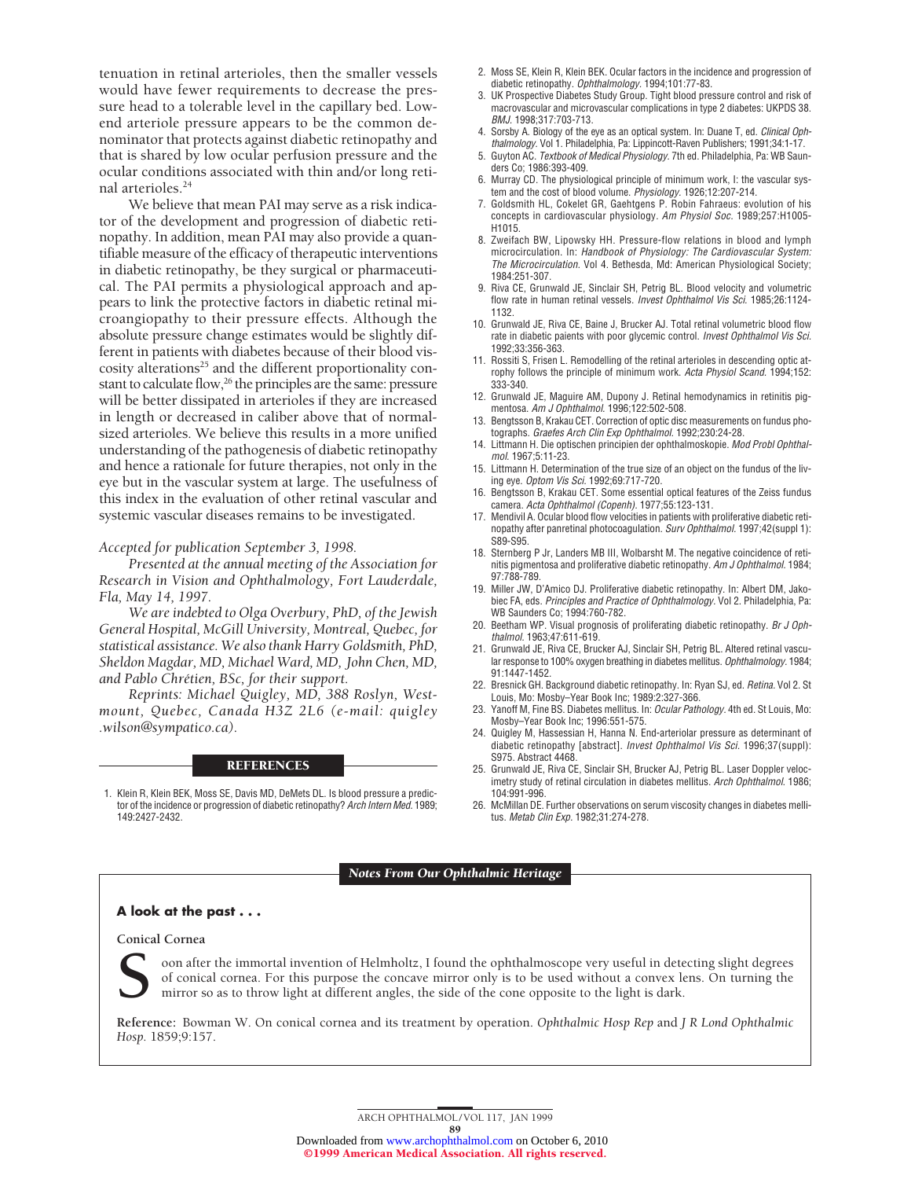tenuation in retinal arterioles, then the smaller vessels would have fewer requirements to decrease the pressure head to a tolerable level in the capillary bed. Low-end arteriole pressure appears to be the common denominator that protects against diabetic retinopathy and that is shared by low ocular perfusion pressure and the ocular conditions associated with thin and/or long retinal arterioles.[24]

We believe that mean PAI may serve as a risk indicator of the development and progression of diabetic retinopathy. In addition, mean PAI may also provide a quantifiable measure of the efficacy of therapeutic interventions in diabetic retinopathy, be they surgical or pharmaceutical. The PAI permits a physiological approach and appears to link the protective factors in diabetic retinal microangiopathy to their pressure effects. Although the absolute pressure change estimates would be slightly different in patients with diabetes because of their blood viscosity alterations[25] and the different proportionality constant to calculate flow,[26] the principles are the same: pressure will be better dissipated in arterioles if they are increased in length or decreased in caliber above that of normal-sized arterioles. We believe this results in a more unified understanding of the pathogenesis of diabetic retinopathy and hence a rationale for future therapies, not only in the eye but in the vascular system at large. The usefulness of this index in the evaluation of other retinal vascular and systemic vascular diseases remains to be investigated.

*Accepted for publication September 3, 1998.*

*Presented at the annual meeting of the Association for Research in Vision and Ophthalmology, Fort Lauderdale, Fla, May 14, 1997.*

*We are indebted to Olga Overbury, PhD, of the Jewish General Hospital, McGill University, Montreal, Quebec, for statistical assistance. We also thank Harry Goldsmith, PhD, Sheldon Magdar, MD, Michael Ward, MD, John Chen, MD, and Pablo Chrétien, BSc, for their support.*

*Reprints: Michael Quigley, MD, 388 Roslyn, Westmount, Quebec, Canada H3Z 2L6 (e-mail: quigley.wilson@sympatico.ca).*

## REFERENCES

1. Klein R, Klein BEK, Moss SE, Davis MD, DeMets DL. Is blood pressure a predictor of the incidence or progression of diabetic retinopathy? *Arch Intern Med.* 1989; 149:2427-2432.
2. Moss SE, Klein R, Klein BEK. Ocular factors in the incidence and progression of diabetic retinopathy. *Ophthalmology.* 1994;101:77-83.
3. UK Prospective Diabetes Study Group. Tight blood pressure control and risk of macrovascular and microvascular complications in type 2 diabetes: UKPDS 38. *BMJ.* 1998;317:703-713.
4. Sorsby A. Biology of the eye as an optical system. In: Duane T, ed. *Clinical Ophthalmology.* Vol 1. Philadelphia, Pa: Lippincott-Raven Publishers; 1991;34:1-17.
5. Guyton AC. *Textbook of Medical Physiology.* 7th ed. Philadelphia, Pa: WB Saunders Co; 1986:393-409.
6. Murray CD. The physiological principle of minimum work, I: the vascular system and the cost of blood volume. *Physiology.* 1926;12:207-214.
7. Goldsmith HL, Cokelet GR, Gaehtgens P. Robin Fahraeus: evolution of his concepts in cardiovascular physiology. *Am Physiol Soc.* 1989;257:H1005-H1015.
8. Zweifach BW, Lipowsky HH. Pressure-flow relations in blood and lymph microcirculation. In: *Handbook of Physiology: The Cardiovascular System: The Microcirculation.* Vol 4. Bethesda, Md: American Physiological Society; 1984:251-307.
9. Riva CE, Grunwald JE, Sinclair SH, Petrig BL. Blood velocity and volumetric flow rate in human retinal vessels. *Invest Ophthalmol Vis Sci.* 1985;26:1124-1132.
10. Grunwald JE, Riva CE, Baine J, Brucker AJ. Total retinal volumetric blood flow rate in diabetic paients with poor glycemic control. *Invest Ophthalmol Vis Sci.* 1992;33:356-363.
11. Rossiti S, Frisen L. Remodelling of the retinal arterioles in descending optic atrophy follows the principle of minimum work. *Acta Physiol Scand.* 1994;152: 333-340.
12. Grunwald JE, Maguire AM, Dupony J. Retinal hemodynamics in retinitis pigmentosa. *Am J Ophthalmol.* 1996;122:502-508.
13. Bengtsson B, Krakau CET. Correction of optic disc measurements on fundus photographs. *Graefes Arch Clin Exp Ophthalmol.* 1992;230:24-28.
14. Littmann H. Die optischen principien der ophthalmoskopie. *Mod Probl Ophthalmol.* 1967;5:11-23.
15. Littmann H. Determination of the true size of an object on the fundus of the living eye. *Optom Vis Sci.* 1992;69:717-720.
16. Bengtsson B, Krakau CET. Some essential optical features of the Zeiss fundus camera. *Acta Ophthalmol (Copenh).* 1977;55:123-131.
17. Mendivil A. Ocular blood flow velocities in patients with proliferative diabetic retinopathy after panretinal photocoagulation. *Surv Ophthalmol.* 1997;42(suppl 1): S89-S95.
18. Sternberg P Jr, Landers MB III, Wolbarsht M. The negative coincidence of retinitis pigmentosa and proliferative diabetic retinopathy. *Am J Ophthalmol.* 1984; 97:788-789.
19. Miller JW, D'Amico DJ. Proliferative diabetic retinopathy. In: Albert DM, Jakobiec FA, eds. *Principles and Practice of Ophthalmology.* Vol 2. Philadelphia, Pa: WB Saunders Co; 1994:760-782.
20. Beetham WP. Visual prognosis of proliferating diabetic retinopathy. *Br J Ophthalmol.* 1963;47:611-619.
21. Grunwald JE, Riva CE, Brucker AJ, Sinclair SH, Petrig BL. Altered retinal vascular response to 100% oxygen breathing in diabetes mellitus. *Ophthalmology.* 1984; 91:1447-1452.
22. Bresnick GH. Background diabetic retinopathy. In: Ryan SJ, ed. *Retina.* Vol 2. St Louis, Mo: Mosby–Year Book Inc; 1989:2:327-366.
23. Yanoff M, Fine BS. Diabetes mellitus. In: *Ocular Pathology.* 4th ed. St Louis, Mo: Mosby–Year Book Inc; 1996:551-575.
24. Quigley M, Hassessian H, Hanna N. End-arteriolar pressure as determinant of diabetic retinopathy [abstract]. *Invest Ophthalmol Vis Sci.* 1996;37(suppl): S975. Abstract 4468.
25. Grunwald JE, Riva CE, Sinclair SH, Brucker AJ. Laser Doppler velocimetry study of retinal circulation in diabetes mellitus. *Arch Ophthalmol.* 1986; 104:991-996.
26. McMillan DE. Further observations on serum viscosity changes in diabetes mellitus. *Metab Clin Exp.* 1982;31:274-278.

## *Notes From Our Ophthalmic Heritage*

### A look at the past . . .

**Conical Cornea**

Soon after the immortal invention of Helmholtz, I found the ophthalmoscope very useful in detecting slight degrees of conical cornea. For this purpose the concave mirror only is to be used without a convex lens. On turning the mirror so as to throw light at different angles, the side of the cone opposite to the light is dark.

**Reference:** Bowman W. On conical cornea and its treatment by operation. *Ophthalmic Hosp Rep* and *J R Lond Ophthalmic Hosp.* 1859;9:157.